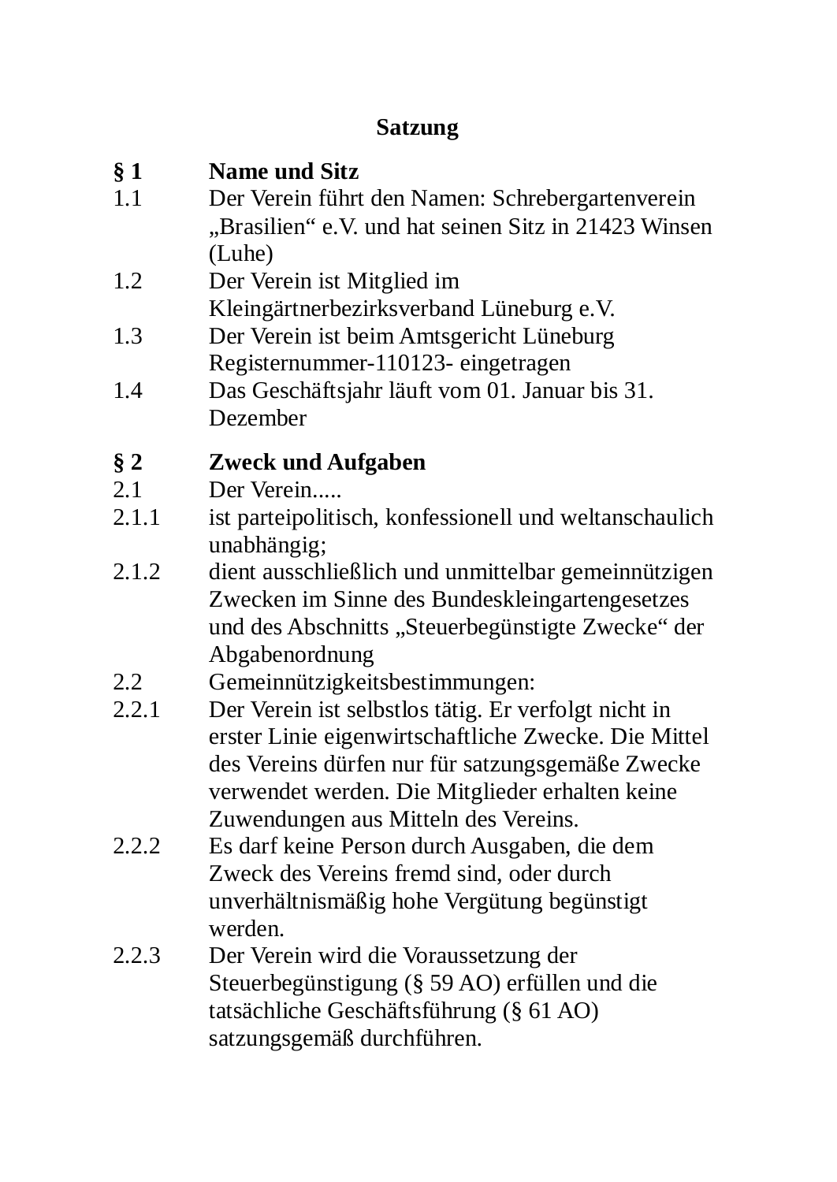# Satzung

## § 1 Name und Sitz

1.1 Der Verein führt den Namen: Schrebergartenverein „Brasilien“ e.V. und hat seinen Sitz in 21423 Winsen (Luhe)

1.2 Der Verein ist Mitglied im Kleingärtnerbezirksverband Lüneburg e.V.

1.3 Der Verein ist beim Amtsgericht Lüneburg Registernummer-110123- eingetragen

1.4 Das Geschäftsjahr läuft vom 01. Januar bis 31. Dezember

## § 2 Zweck und Aufgaben

2.1 Der Verein.....

2.1.1 ist parteipolitisch, konfessionell und weltanschaulich unabhängig;

2.1.2 dient ausschließlich und unmittelbar gemeinnützigen Zwecken im Sinne des Bundeskleingartengesetzes und des Abschnitts „Steuerbegünstigte Zwecke“ der Abgabenordnung

2.2 Gemeinnützigkeitsbestimmungen:

2.2.1 Der Verein ist selbstlos tätig. Er verfolgt nicht in erster Linie eigenwirtschaftliche Zwecke. Die Mittel des Vereins dürfen nur für satzungsgemäße Zwecke verwendet werden. Die Mitglieder erhalten keine Zuwendungen aus Mitteln des Vereins.

2.2.2 Es darf keine Person durch Ausgaben, die dem Zweck des Vereins fremd sind, oder durch unverhältnismäßig hohe Vergütung begünstigt werden.

2.2.3 Der Verein wird die Voraussetzung der Steuerbegünstigung (§ 59 AO) erfüllen und die tatsächliche Geschäftsführung (§ 61 AO) satzungsgemäß durchführen.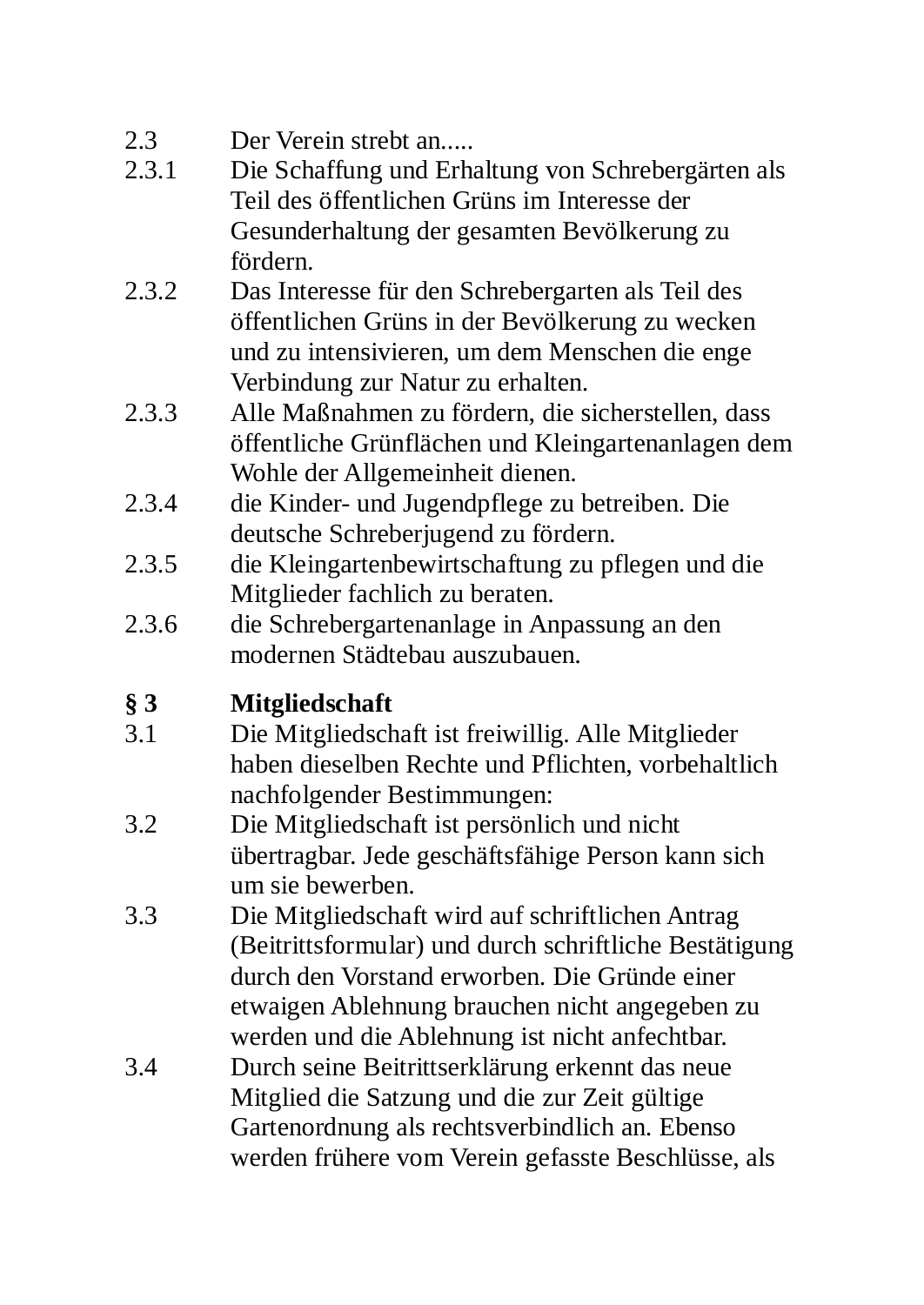2.3 Der Verein strebt an.....

2.3.1 Die Schaffung und Erhaltung von Schrebergärten als Teil des öffentlichen Grüns im Interesse der Gesunderhaltung der gesamten Bevölkerung zu fördern.

2.3.2 Das Interesse für den Schrebergarten als Teil des öffentlichen Grüns in der Bevölkerung zu wecken und zu intensivieren, um dem Menschen die enge Verbindung zur Natur zu erhalten.

2.3.3 Alle Maßnahmen zu fördern, die sicherstellen, dass öffentliche Grünflächen und Kleingartenanlagen dem Wohle der Allgemeinheit dienen.

2.3.4 die Kinder- und Jugendpflege zu betreiben. Die deutsche Schreberjugend zu fördern.

2.3.5 die Kleingartenbewirtschaftung zu pflegen und die Mitglieder fachlich zu beraten.

2.3.6 die Schrebergartenanlage in Anpassung an den modernen Städtebau auszubauen.

## § 3 Mitgliedschaft

3.1 Die Mitgliedschaft ist freiwillig. Alle Mitglieder haben dieselben Rechte und Pflichten, vorbehaltlich nachfolgender Bestimmungen:

3.2 Die Mitgliedschaft ist persönlich und nicht übertragbar. Jede geschäftsfähige Person kann sich um sie bewerben.

3.3 Die Mitgliedschaft wird auf schriftlichen Antrag (Beitrittsformular) und durch schriftliche Bestätigung durch den Vorstand erworben. Die Gründe einer etwaigen Ablehnung brauchen nicht angegeben zu werden und die Ablehnung ist nicht anfechtbar.

3.4 Durch seine Beitrittserklärung erkennt das neue Mitglied die Satzung und die zur Zeit gültige Gartenordnung als rechtsverbindlich an. Ebenso werden frühere vom Verein gefasste Beschlüsse, als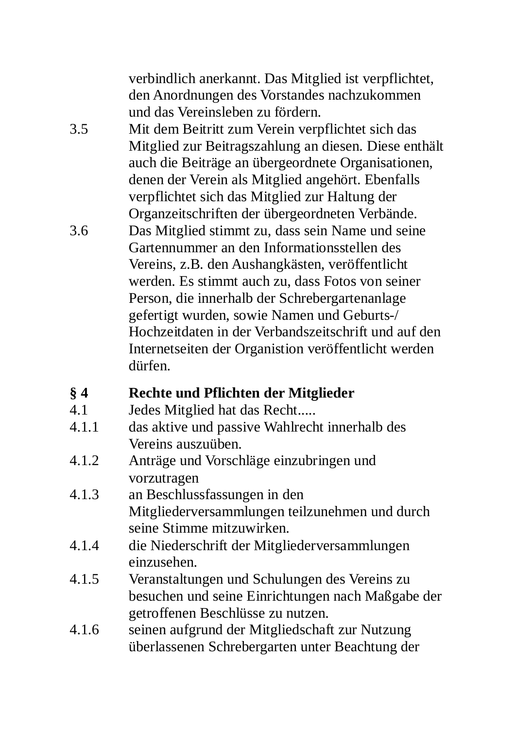verbindlich anerkannt. Das Mitglied ist verpflichtet, den Anordnungen des Vorstandes nachzukommen und das Vereinsleben zu fördern.

3.5 Mit dem Beitritt zum Verein verpflichtet sich das Mitglied zur Beitragszahlung an diesen. Diese enthält auch die Beiträge an übergeordnete Organisationen, denen der Verein als Mitglied angehört. Ebenfalls verpflichtet sich das Mitglied zur Haltung der Organzeitschriften der übergeordneten Verbände.

3.6 Das Mitglied stimmt zu, dass sein Name und seine Gartennummer an den Informationsstellen des Vereins, z.B. den Aushangkästen, veröffentlicht werden. Es stimmt auch zu, dass Fotos von seiner Person, die innerhalb der Schrebergartenanlage gefertigt wurden, sowie Namen und Geburts-/ Hochzeitdaten in der Verbandszeitschrift und auf den Internetseiten der Organistion veröffentlicht werden dürfen.

## § 4 Rechte und Pflichten der Mitglieder

4.1 Jedes Mitglied hat das Recht.....

4.1.1 das aktive und passive Wahlrecht innerhalb des Vereins auszuüben.

4.1.2 Anträge und Vorschläge einzubringen und vorzutragen

4.1.3 an Beschlussfassungen in den Mitgliederversammlungen teilzunehmen und durch seine Stimme mitzuwirken.

4.1.4 die Niederschrift der Mitgliederversammlungen einzusehen.

4.1.5 Veranstaltungen und Schulungen des Vereins zu besuchen und seine Einrichtungen nach Maßgabe der getroffenen Beschlüsse zu nutzen.

4.1.6 seinen aufgrund der Mitgliedschaft zur Nutzung überlassenen Schrebergarten unter Beachtung der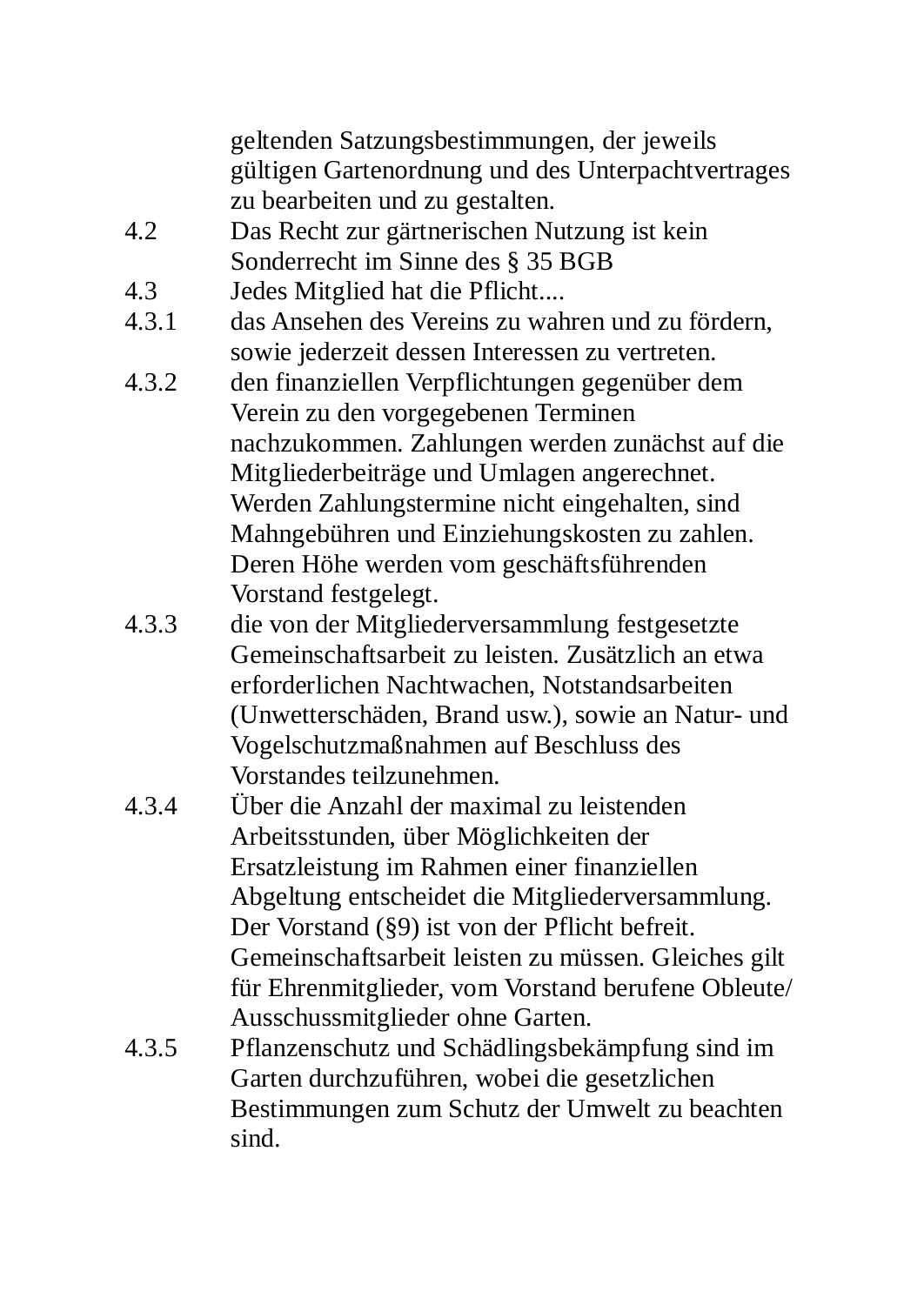geltenden Satzungsbestimmungen, der jeweils gültigen Gartenordnung und des Unterpachtvertrages zu bearbeiten und zu gestalten.

4.2 Das Recht zur gärtnerischen Nutzung ist kein Sonderrecht im Sinne des § 35 BGB

4.3 Jedes Mitglied hat die Pflicht....

4.3.1 das Ansehen des Vereins zu wahren und zu fördern, sowie jederzeit dessen Interessen zu vertreten.

4.3.2 den finanziellen Verpflichtungen gegenüber dem Verein zu den vorgegebenen Terminen nachzukommen. Zahlungen werden zunächst auf die Mitgliederbeiträge und Umlagen angerechnet. Werden Zahlungstermine nicht eingehalten, sind Mahngebühren und Einziehungskosten zu zahlen. Deren Höhe werden vom geschäftsführenden Vorstand festgelegt.

4.3.3 die von der Mitgliederversammlung festgesetzte Gemeinschaftsarbeit zu leisten. Zusätzlich an etwa erforderlichen Nachtwachen, Notstandsarbeiten (Unwetterschäden, Brand usw.), sowie an Natur- und Vogelschutzmaßnahmen auf Beschluss des Vorstandes teilzunehmen.

4.3.4 Über die Anzahl der maximal zu leistenden Arbeitsstunden, über Möglichkeiten der Ersatzleistung im Rahmen einer finanziellen Abgeltung entscheidet die Mitgliederversammlung. Der Vorstand (§9) ist von der Pflicht befreit. Gemeinschaftsarbeit leisten zu müssen. Gleiches gilt für Ehrenmitglieder, vom Vorstand berufene Obleute/ Ausschussmitglieder ohne Garten.

4.3.5 Pflanzenschutz und Schädlingsbekämpfung sind im Garten durchzuführen, wobei die gesetzlichen Bestimmungen zum Schutz der Umwelt zu beachten sind.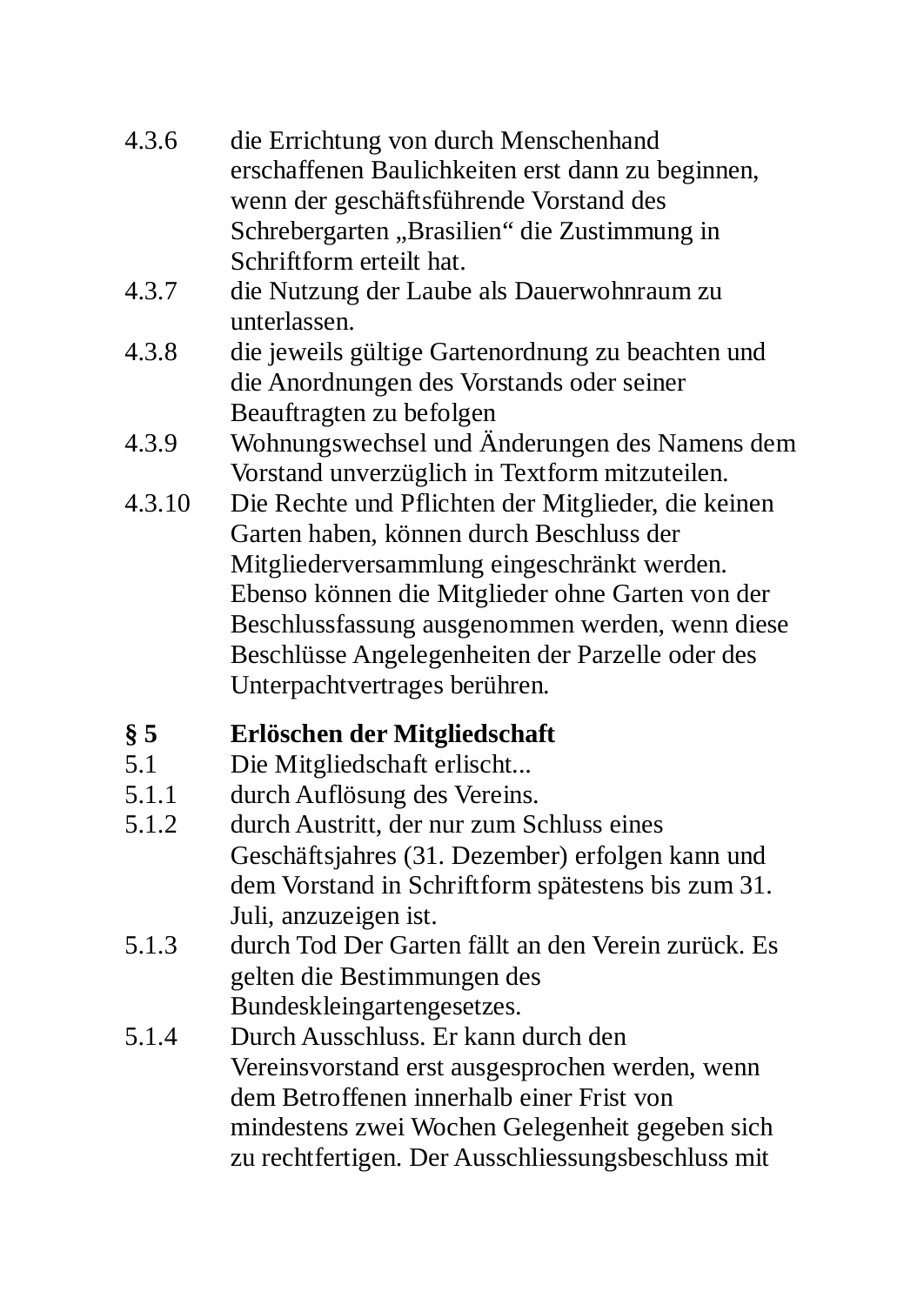4.3.6 die Errichtung von durch Menschenhand erschaffenen Baulichkeiten erst dann zu beginnen, wenn der geschäftsführende Vorstand des Schrebergarten „Brasilien“ die Zustimmung in Schriftform erteilt hat.

4.3.7 die Nutzung der Laube als Dauerwohnraum zu unterlassen.

4.3.8 die jeweils gültige Gartenordnung zu beachten und die Anordnungen des Vorstands oder seiner Beauftragten zu befolgen

4.3.9 Wohnungswechsel und Änderungen des Namens dem Vorstand unverzüglich in Textform mitzuteilen.

4.3.10 Die Rechte und Pflichten der Mitglieder, die keinen Garten haben, können durch Beschluss der Mitgliederversammlung eingeschränkt werden. Ebenso können die Mitglieder ohne Garten von der Beschlussfassung ausgenommen werden, wenn diese Beschlüsse Angelegenheiten der Parzelle oder des Unterpachtvertrages berühren.

## § 5 Erlöschen der Mitgliedschaft

5.1 Die Mitgliedschaft erlischt...

5.1.1 durch Auflösung des Vereins.

5.1.2 durch Austritt, der nur zum Schluss eines Geschäftsjahres (31. Dezember) erfolgen kann und dem Vorstand in Schriftform spätestens bis zum 31. Juli, anzuzeigen ist.

5.1.3 durch Tod Der Garten fällt an den Verein zurück. Es gelten die Bestimmungen des Bundeskleingartengesetzes.

5.1.4 Durch Ausschluss. Er kann durch den Vereinsvorstand erst ausgesprochen werden, wenn dem Betroffenen innerhalb einer Frist von mindestens zwei Wochen Gelegenheit gegeben sich zu rechtfertigen. Der Ausschliessungsbeschluss mit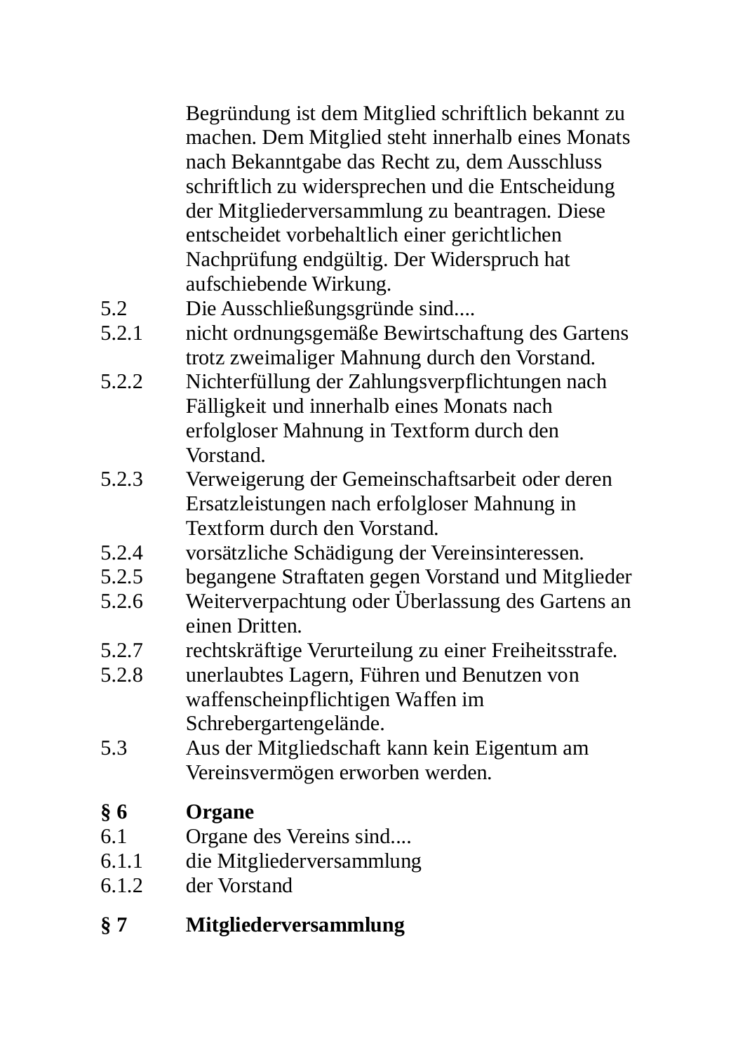Begründung ist dem Mitglied schriftlich bekannt zu machen. Dem Mitglied steht innerhalb eines Monats nach Bekanntgabe das Recht zu, dem Ausschluss schriftlich zu widersprechen und die Entscheidung der Mitgliederversammlung zu beantragen. Diese entscheidet vorbehaltlich einer gerichtlichen Nachprüfung endgültig. Der Widerspruch hat aufschiebende Wirkung.

5.2 Die Ausschließungsgründe sind....

5.2.1 nicht ordnungsgemäße Bewirtschaftung des Gartens trotz zweimaliger Mahnung durch den Vorstand.

5.2.2 Nichterfüllung der Zahlungsverpflichtungen nach Fälligkeit und innerhalb eines Monats nach erfolgloser Mahnung in Textform durch den Vorstand.

5.2.3 Verweigerung der Gemeinschaftsarbeit oder deren Ersatzleistungen nach erfolgloser Mahnung in Textform durch den Vorstand.

5.2.4 vorsätzliche Schädigung der Vereinsinteressen.

5.2.5 begangene Straftaten gegen Vorstand und Mitglieder

5.2.6 Weiterverpachtung oder Überlassung des Gartens an einen Dritten.

5.2.7 rechtskräftige Verurteilung zu einer Freiheitsstrafe.

5.2.8 unerlaubtes Lagern, Führen und Benutzen von waffenscheinpflichtigen Waffen im Schrebergartengelände.

5.3 Aus der Mitgliedschaft kann kein Eigentum am Vereinsvermögen erworben werden.

## § 6 Organe

6.1 Organe des Vereins sind....

6.1.1 die Mitgliederversammlung

6.1.2 der Vorstand

## § 7 Mitgliederversammlung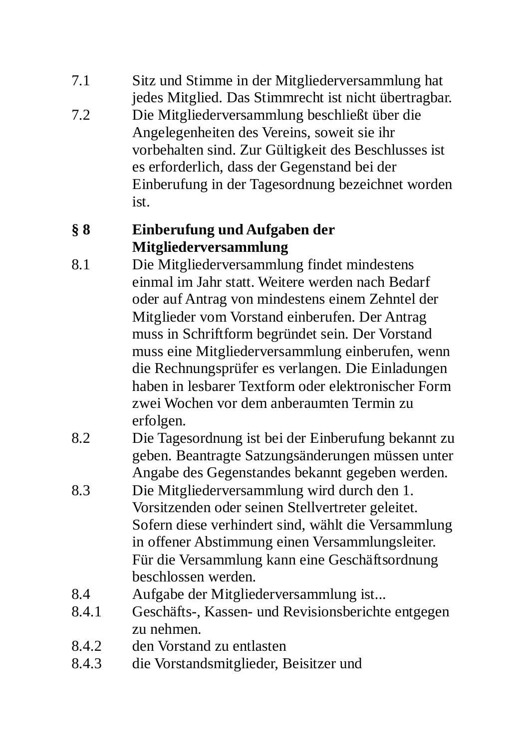7.1 Sitz und Stimme in der Mitgliederversammlung hat jedes Mitglied. Das Stimmrecht ist nicht übertragbar.

7.2 Die Mitgliederversammlung beschließt über die Angelegenheiten des Vereins, soweit sie ihr vorbehalten sind. Zur Gültigkeit des Beschlusses ist es erforderlich, dass der Gegenstand bei der Einberufung in der Tagesordnung bezeichnet worden ist.

## § 8 Einberufung und Aufgaben der Mitgliederversammlung

8.1 Die Mitgliederversammlung findet mindestens einmal im Jahr statt. Weitere werden nach Bedarf oder auf Antrag von mindestens einem Zehntel der Mitglieder vom Vorstand einberufen. Der Antrag muss in Schriftform begründet sein. Der Vorstand muss eine Mitgliederversammlung einberufen, wenn die Rechnungsprüfer es verlangen. Die Einladungen haben in lesbarer Textform oder elektronischer Form zwei Wochen vor dem anberaumten Termin zu erfolgen.

8.2 Die Tagesordnung ist bei der Einberufung bekannt zu geben. Beantragte Satzungsänderungen müssen unter Angabe des Gegenstandes bekannt gegeben werden.

8.3 Die Mitgliederversammlung wird durch den 1. Vorsitzenden oder seinen Stellvertreter geleitet. Sofern diese verhindert sind, wählt die Versammlung in offener Abstimmung einen Versammlungsleiter. Für die Versammlung kann eine Geschäftsordnung beschlossen werden.

8.4 Aufgabe der Mitgliederversammlung ist...

8.4.1 Geschäfts-, Kassen- und Revisionsberichte entgegen zu nehmen.

8.4.2 den Vorstand zu entlasten

8.4.3 die Vorstandsmitglieder, Beisitzer und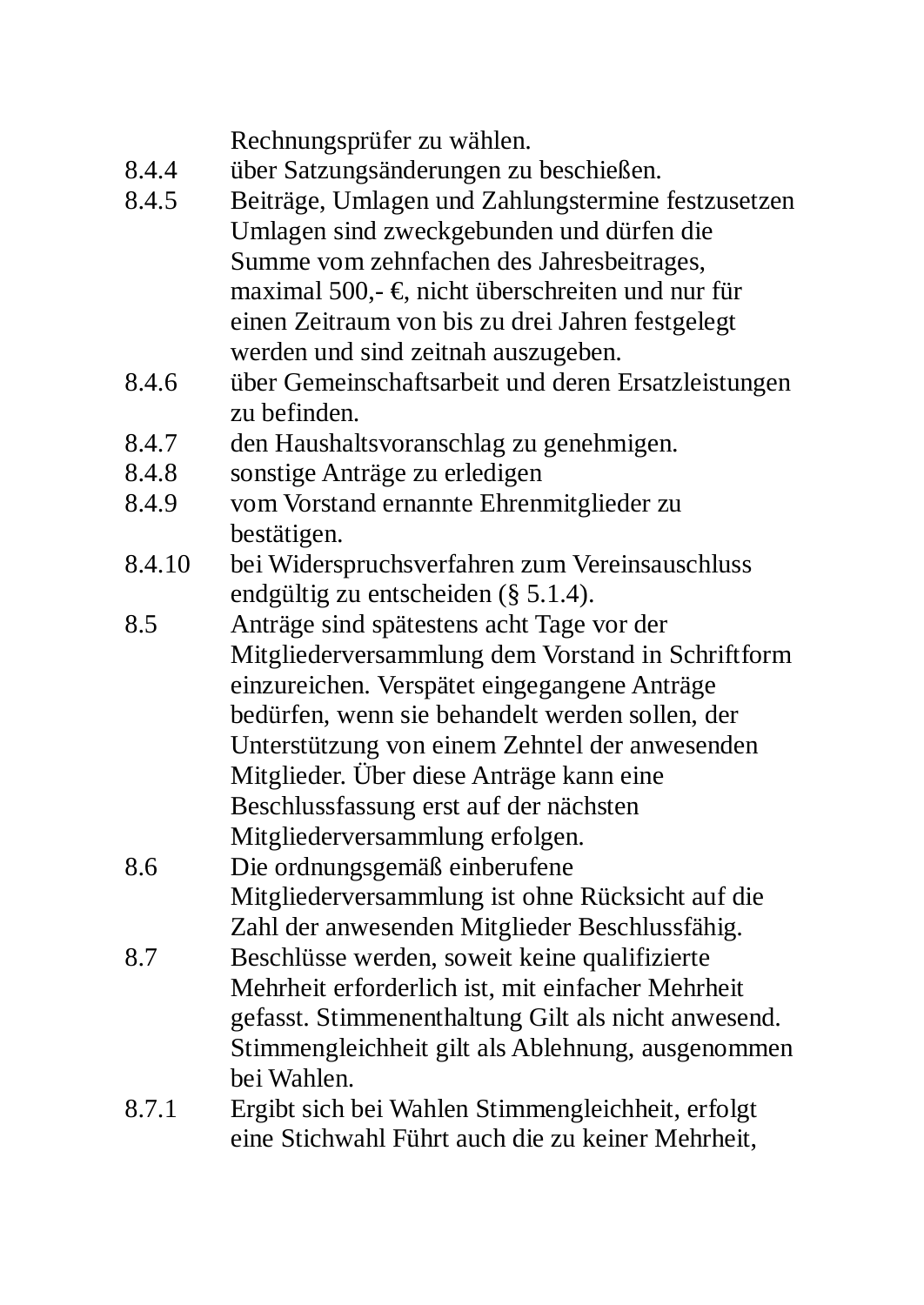Rechnungsprüfer zu wählen.

8.4.4 über Satzungsänderungen zu beschießen.

8.4.5 Beiträge, Umlagen und Zahlungstermine festzusetzen Umlagen sind zweckgebunden und dürfen die Summe vom zehnfachen des Jahresbeitrages, maximal 500,- €, nicht überschreiten und nur für einen Zeitraum von bis zu drei Jahren festgelegt werden und sind zeitnah auszugeben.

8.4.6 über Gemeinschaftsarbeit und deren Ersatzleistungen zu befinden.

8.4.7 den Haushaltsvoranschlag zu genehmigen.

8.4.8 sonstige Anträge zu erledigen

8.4.9 vom Vorstand ernannte Ehrenmitglieder zu bestätigen.

8.4.10 bei Widerspruchsverfahren zum Vereinsauschluss endgültig zu entscheiden (§ 5.1.4).

8.5 Anträge sind spätestens acht Tage vor der Mitgliederversammlung dem Vorstand in Schriftform einzureichen. Verspätet eingegangene Anträge bedürfen, wenn sie behandelt werden sollen, der Unterstützung von einem Zehntel der anwesenden Mitglieder. Über diese Anträge kann eine Beschlussfassung erst auf der nächsten Mitgliederversammlung erfolgen.

8.6 Die ordnungsgemäß einberufene Mitgliederversammlung ist ohne Rücksicht auf die Zahl der anwesenden Mitglieder Beschlussfähig.

8.7 Beschlüsse werden, soweit keine qualifizierte Mehrheit erforderlich ist, mit einfacher Mehrheit gefasst. Stimmenenthaltung Gilt als nicht anwesend. Stimmengleichheit gilt als Ablehnung, ausgenommen bei Wahlen.

8.7.1 Ergibt sich bei Wahlen Stimmengleichheit, erfolgt eine Stichwahl Führt auch die zu keiner Mehrheit,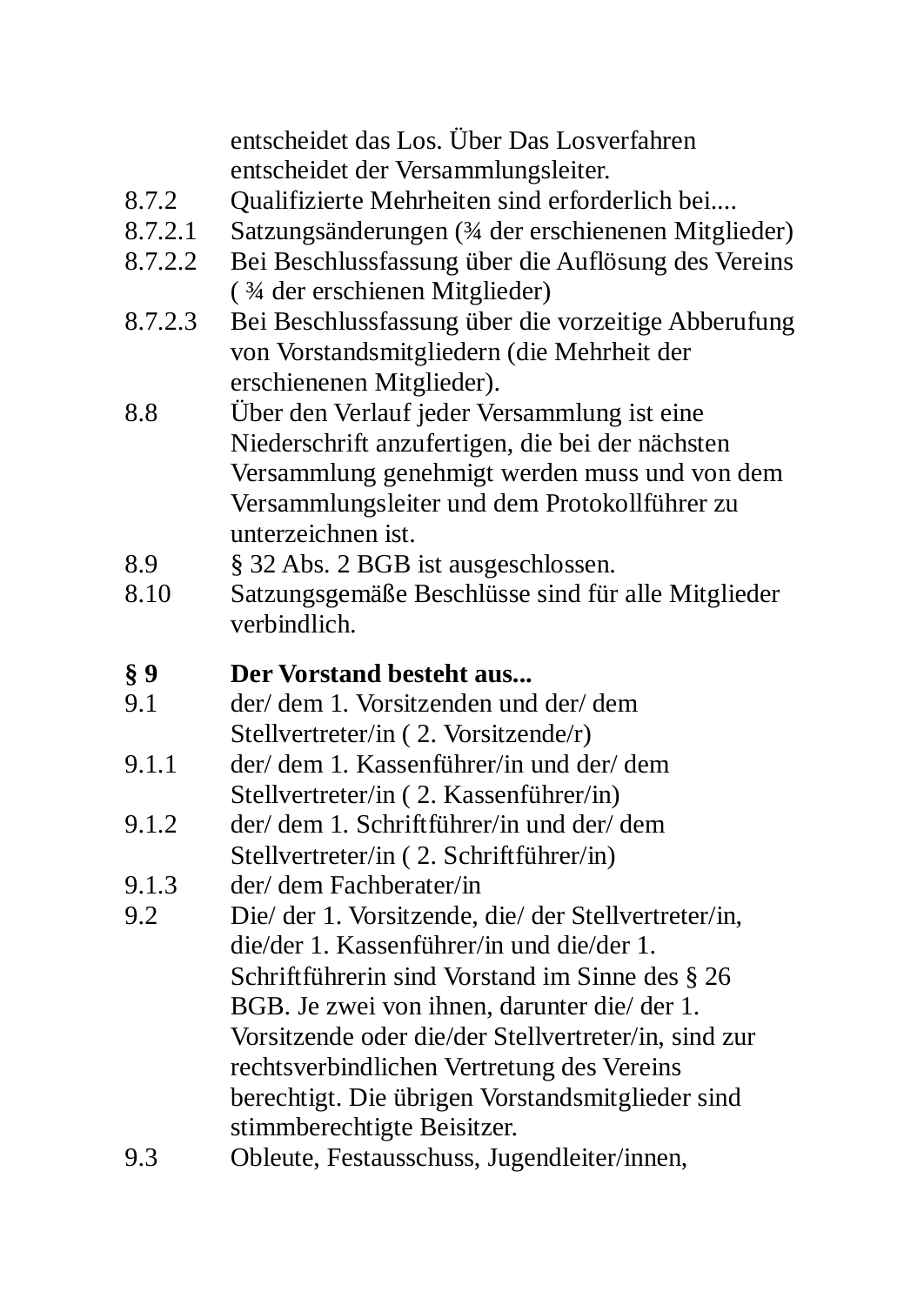entscheidet das Los. Über Das Losverfahren entscheidet der Versammlungsleiter.

8.7.2 Qualifizierte Mehrheiten sind erforderlich bei....

8.7.2.1 Satzungsänderungen (¾ der erschienenen Mitglieder)

8.7.2.2 Bei Beschlussfassung über die Auflösung des Vereins ( ¾ der erschienen Mitglieder)

8.7.2.3 Bei Beschlussfassung über die vorzeitige Abberufung von Vorstandsmitgliedern (die Mehrheit der erschienenen Mitglieder).

8.8 Über den Verlauf jeder Versammlung ist eine Niederschrift anzufertigen, die bei der nächsten Versammlung genehmigt werden muss und von dem Versammlungsleiter und dem Protokollführer zu unterzeichnen ist.

8.9 § 32 Abs. 2 BGB ist ausgeschlossen.

8.10 Satzungsgemäße Beschlüsse sind für alle Mitglieder verbindlich.

**§ 9 Der Vorstand besteht aus...**

9.1 der/ dem 1. Vorsitzenden und der/ dem Stellvertreter/in ( 2. Vorsitzende/r)

9.1.1 der/ dem 1. Kassenführer/in und der/ dem Stellvertreter/in ( 2. Kassenführer/in)

9.1.2 der/ dem 1. Schriftführer/in und der/ dem Stellvertreter/in ( 2. Schriftführer/in)

9.1.3 der/ dem Fachberater/in

9.2 Die/ der 1. Vorsitzende, die/ der Stellvertreter/in, die/der 1. Kassenführer/in und die/der 1. Schriftführerin sind Vorstand im Sinne des § 26 BGB. Je zwei von ihnen, darunter die/ der 1. Vorsitzende oder die/der Stellvertreter/in, sind zur rechtsverbindlichen Vertretung des Vereins berechtigt. Die übrigen Vorstandsmitglieder sind stimmberechtigte Beisitzer.

9.3 Obleute, Festausschuss, Jugendleiter/innen,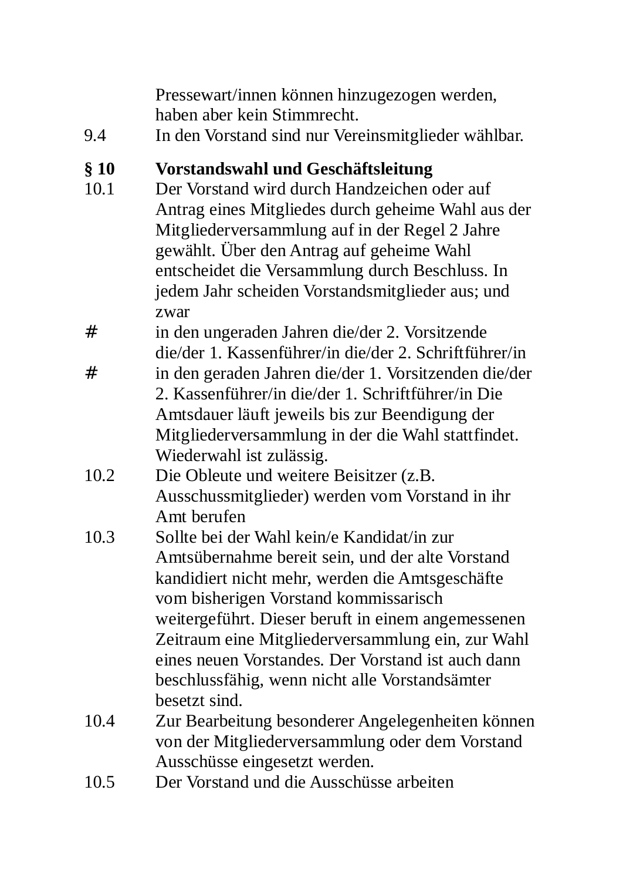Pressewart/innen können hinzugezogen werden, haben aber kein Stimmrecht.

9.4 In den Vorstand sind nur Vereinsmitglieder wählbar.

**§ 10 Vorstandswahl und Geschäftsleitung**

10.1 Der Vorstand wird durch Handzeichen oder auf Antrag eines Mitgliedes durch geheime Wahl aus der Mitgliederversammlung auf in der Regel 2 Jahre gewählt. Über den Antrag auf geheime Wahl entscheidet die Versammlung durch Beschluss. In jedem Jahr scheiden Vorstandsmitglieder aus; und zwar

# in den ungeraden Jahren die/der 2. Vorsitzende die/der 1. Kassenführer/in die/der 2. Schriftführer/in

# in den geraden Jahren die/der 1. Vorsitzenden die/der 2. Kassenführer/in die/der 1. Schriftführer/in Die Amtsdauer läuft jeweils bis zur Beendigung der Mitgliederversammlung in der die Wahl stattfindet. Wiederwahl ist zulässig.

10.2 Die Obleute und weitere Beisitzer (z.B. Ausschussmitglieder) werden vom Vorstand in ihr Amt berufen

10.3 Sollte bei der Wahl kein/e Kandidat/in zur Amtsübernahme bereit sein, und der alte Vorstand kandidiert nicht mehr, werden die Amtsgeschäfte vom bisherigen Vorstand kommissarisch weitergeführt. Dieser beruft in einem angemessenen Zeitraum eine Mitgliederversammlung ein, zur Wahl eines neuen Vorstandes. Der Vorstand ist auch dann beschlussfähig, wenn nicht alle Vorstandsämter besetzt sind.

10.4 Zur Bearbeitung besonderer Angelegenheiten können von der Mitgliederversammlung oder dem Vorstand Ausschüsse eingesetzt werden.

10.5 Der Vorstand und die Ausschüsse arbeiten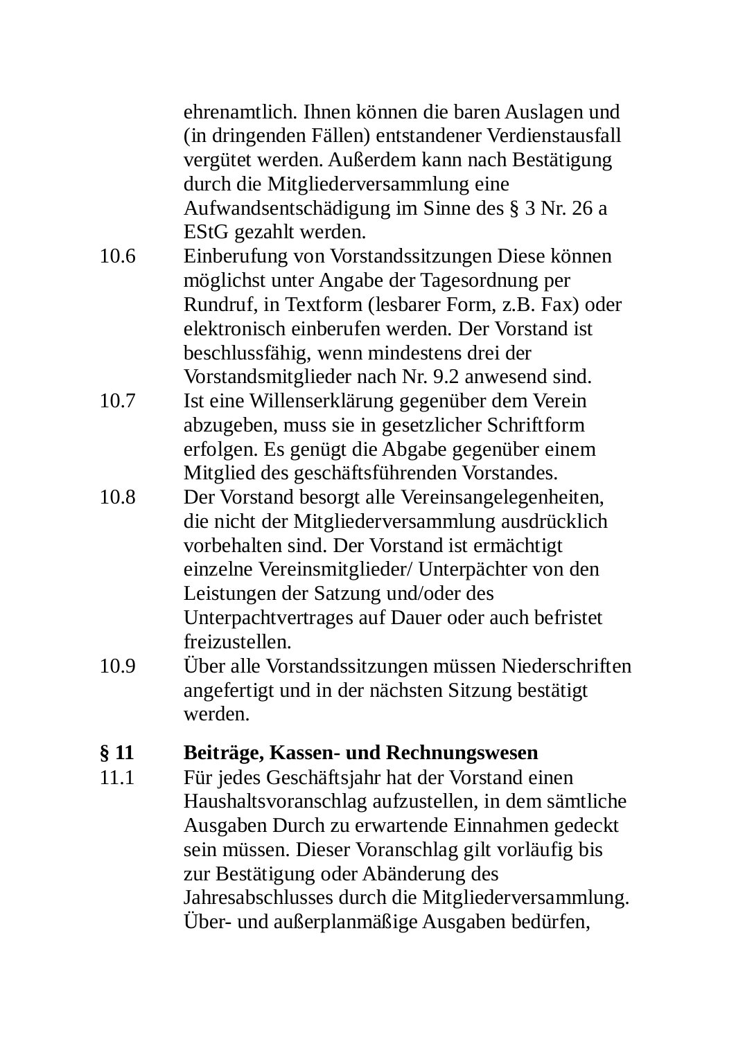ehrenamtlich. Ihnen können die baren Auslagen und (in dringenden Fällen) entstandener Verdienstausfall vergütet werden. Außerdem kann nach Bestätigung durch die Mitgliederversammlung eine Aufwandsentschädigung im Sinne des § 3 Nr. 26 a EStG gezahlt werden.

10.6 Einberufung von Vorstandssitzungen Diese können möglichst unter Angabe der Tagesordnung per Rundruf, in Textform (lesbarer Form, z.B. Fax) oder elektronisch einberufen werden. Der Vorstand ist beschlussfähig, wenn mindestens drei der Vorstandsmitglieder nach Nr. 9.2 anwesend sind.

10.7 Ist eine Willenserklärung gegenüber dem Verein abzugeben, muss sie in gesetzlicher Schriftform erfolgen. Es genügt die Abgabe gegenüber einem Mitglied des geschäftsführenden Vorstandes.

10.8 Der Vorstand besorgt alle Vereinsangelegenheiten, die nicht der Mitgliederversammlung ausdrücklich vorbehalten sind. Der Vorstand ist ermächtigt einzelne Vereinsmitglieder/ Unterpächter von den Leistungen der Satzung und/oder des Unterpachtvertrages auf Dauer oder auch befristet freizustellen.

10.9 Über alle Vorstandssitzungen müssen Niederschriften angefertigt und in der nächsten Sitzung bestätigt werden.

## § 11 Beiträge, Kassen- und Rechnungswesen

11.1 Für jedes Geschäftsjahr hat der Vorstand einen Haushaltsvoranschlag aufzustellen, in dem sämtliche Ausgaben Durch zu erwartende Einnahmen gedeckt sein müssen. Dieser Voranschlag gilt vorläufig bis zur Bestätigung oder Abänderung des Jahresabschlusses durch die Mitgliederversammlung. Über- und außerplanmäßige Ausgaben bedürfen,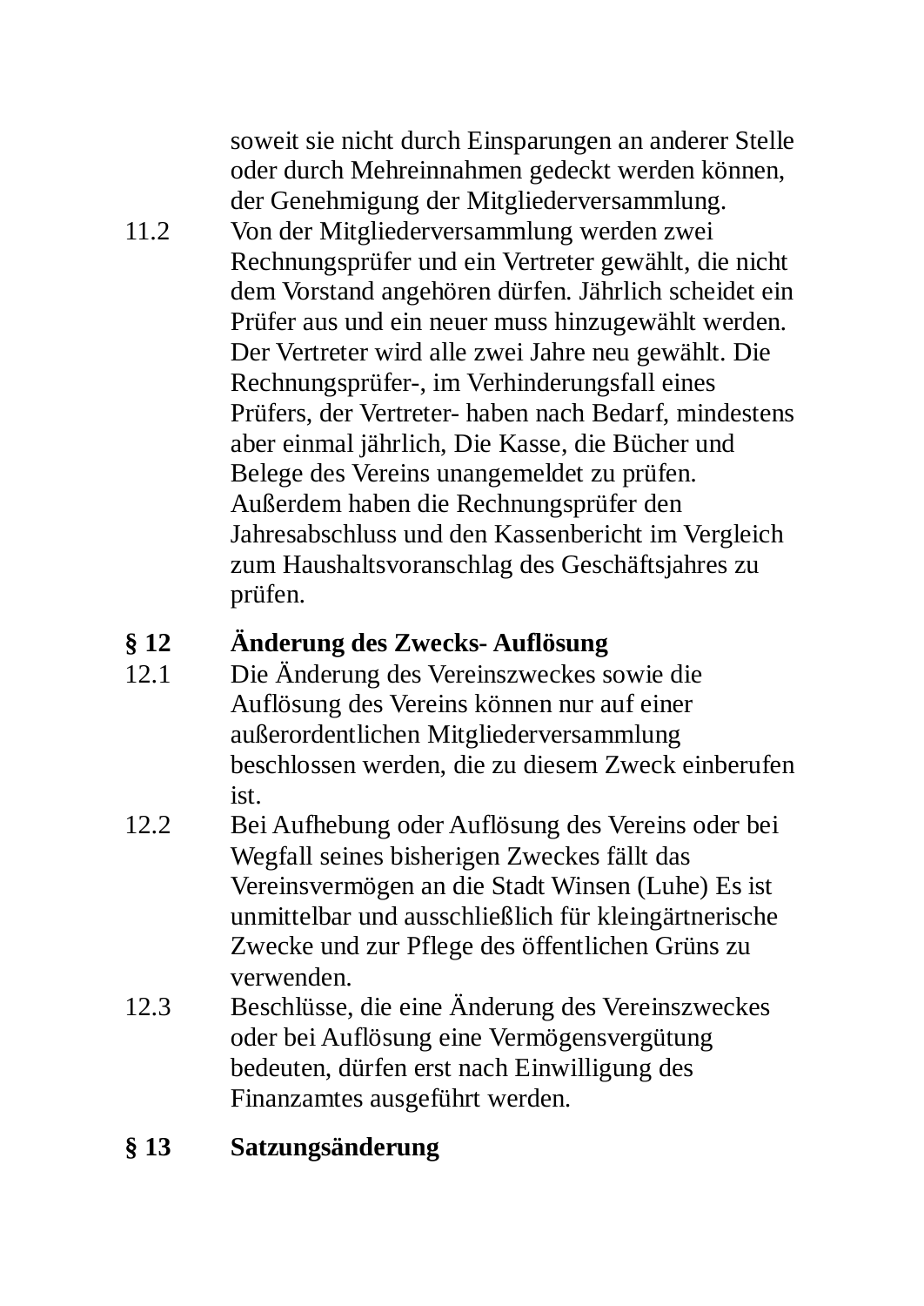soweit sie nicht durch Einsparungen an anderer Stelle oder durch Mehreinnahmen gedeckt werden können, der Genehmigung der Mitgliederversammlung.

11.2 Von der Mitgliederversammlung werden zwei Rechnungsprüfer und ein Vertreter gewählt, die nicht dem Vorstand angehören dürfen. Jährlich scheidet ein Prüfer aus und ein neuer muss hinzugewählt werden. Der Vertreter wird alle zwei Jahre neu gewählt. Die Rechnungsprüfer-, im Verhinderungsfall eines Prüfers, der Vertreter- haben nach Bedarf, mindestens aber einmal jährlich, Die Kasse, die Bücher und Belege des Vereins unangemeldet zu prüfen. Außerdem haben die Rechnungsprüfer den Jahresabschluss und den Kassenbericht im Vergleich zum Haushaltsvoranschlag des Geschäftsjahres zu prüfen.

## § 12 Änderung des Zwecks- Auflösung

12.1 Die Änderung des Vereinszweckes sowie die Auflösung des Vereins können nur auf einer außerordentlichen Mitgliederversammlung beschlossen werden, die zu diesem Zweck einberufen ist.

12.2 Bei Aufhebung oder Auflösung des Vereins oder bei Wegfall seines bisherigen Zweckes fällt das Vereinsvermögen an die Stadt Winsen (Luhe) Es ist unmittelbar und ausschließlich für kleingärtnerische Zwecke und zur Pflege des öffentlichen Grüns zu verwenden.

12.3 Beschlüsse, die eine Änderung des Vereinszweckes oder bei Auflösung eine Vermögensvergütung bedeuten, dürfen erst nach Einwilligung des Finanzamtes ausgeführt werden.

## § 13 Satzungsänderung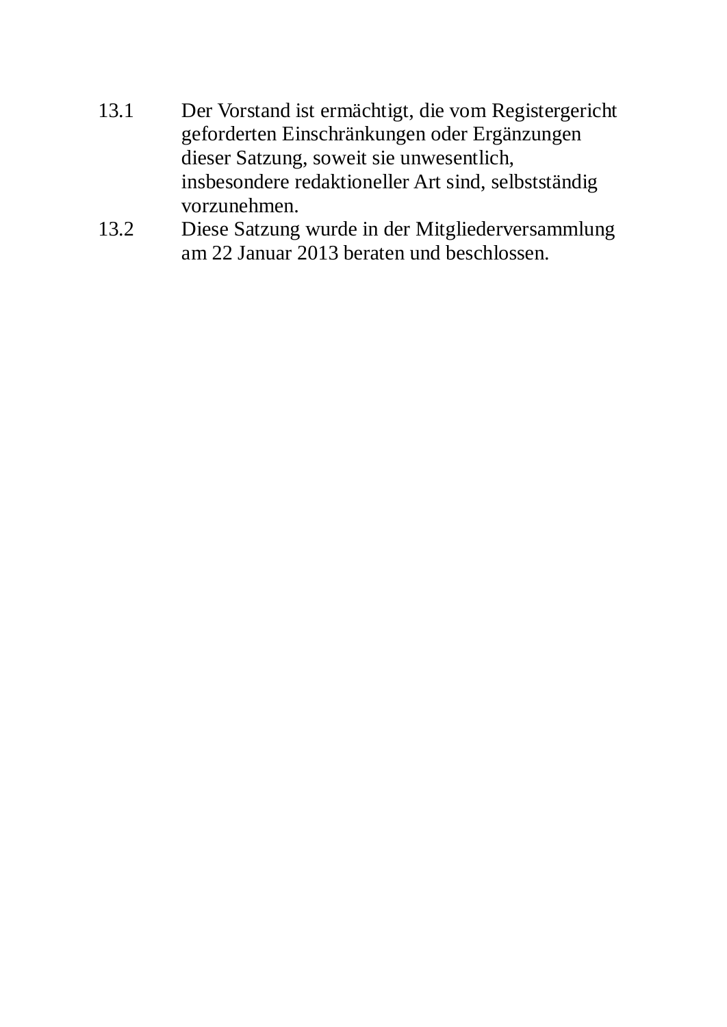13.1 Der Vorstand ist ermächtigt, die vom Registergericht geforderten Einschränkungen oder Ergänzungen dieser Satzung, soweit sie unwesentlich, insbesondere redaktioneller Art sind, selbstständig vorzunehmen.

13.2 Diese Satzung wurde in der Mitgliederversammlung am 22 Januar 2013 beraten und beschlossen.